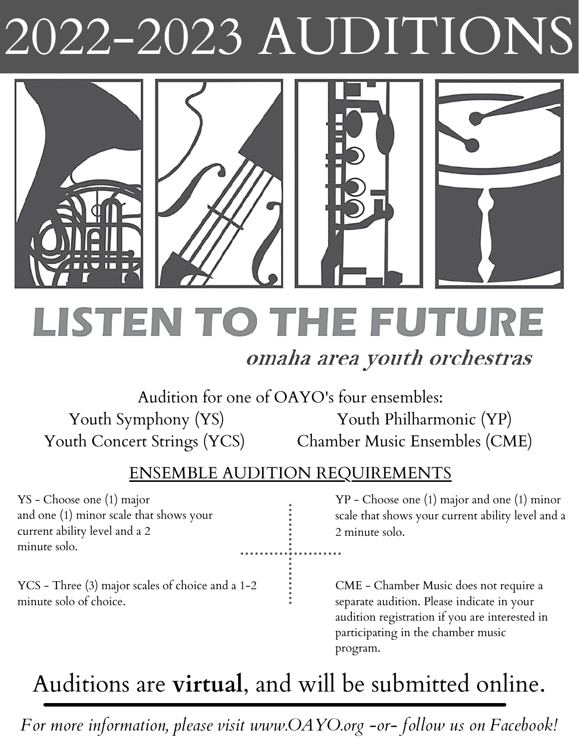# 2022-2023 AUDITIONS

## LISTEN TO THE FUTURE

*omaha area youth orchestras*

Audition for one of OAYO's four ensembles:

Youth Symphony (YS)
Youth Philharmonic (YP)
Youth Concert Strings (YCS)
Chamber Music Ensembles (CME)

### ENSEMBLE AUDITION REQUIREMENTS

YS - Choose one (1) major and one (1) minor scale that shows your current ability level and a 2 minute solo.

YP - Choose one (1) major and one (1) minor scale that shows your current ability level and a 2 minute solo.

YCS - Three (3) major scales of choice and a 1-2 minute solo of choice.

CME - Chamber Music does not require a separate audition. Please indicate in your audition registration if you are interested in participating in the chamber music program.

Auditions are **virtual**, and will be submitted online.

*For more information, please visit www.OAYO.org -or- follow us on Facebook!*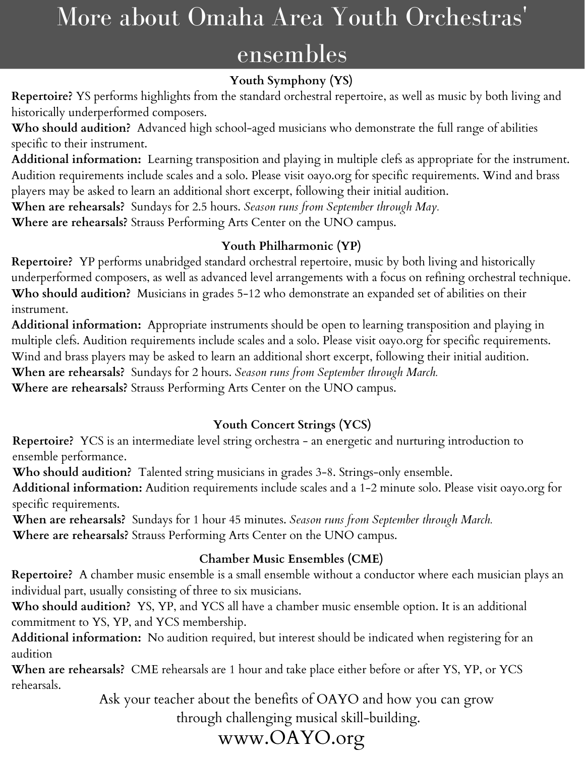# More about Omaha Area Youth Orchestras' ensembles

### Youth Symphony (YS)

**Repertoire?** YS performs highlights from the standard orchestral repertoire, as well as music by both living and historically underperformed composers.

**Who should audition?** Advanced high school-aged musicians who demonstrate the full range of abilities specific to their instrument.

**Additional information:** Learning transposition and playing in multiple clefs as appropriate for the instrument. Audition requirements include scales and a solo. Please visit oayo.org for specific requirements. Wind and brass players may be asked to learn an additional short excerpt, following their initial audition.

**When are rehearsals?** Sundays for 2.5 hours. *Season runs from September through May.*

**Where are rehearsals?** Strauss Performing Arts Center on the UNO campus.

### Youth Philharmonic (YP)

**Repertoire?** YP performs unabridged standard orchestral repertoire, music by both living and historically underperformed composers, as well as advanced level arrangements with a focus on refining orchestral technique.

**Who should audition?** Musicians in grades 5-12 who demonstrate an expanded set of abilities on their instrument.

**Additional information:** Appropriate instruments should be open to learning transposition and playing in multiple clefs. Audition requirements include scales and a solo. Please visit oayo.org for specific requirements. Wind and brass players may be asked to learn an additional short excerpt, following their initial audition.

**When are rehearsals?** Sundays for 2 hours. *Season runs from September through March.*

**Where are rehearsals?** Strauss Performing Arts Center on the UNO campus.

### Youth Concert Strings (YCS)

**Repertoire?** YCS is an intermediate level string orchestra - an energetic and nurturing introduction to ensemble performance.

**Who should audition?** Talented string musicians in grades 3-8. Strings-only ensemble.

**Additional information:** Audition requirements include scales and a 1-2 minute solo. Please visit oayo.org for specific requirements.

**When are rehearsals?** Sundays for 1 hour 45 minutes. *Season runs from September through March.*

**Where are rehearsals?** Strauss Performing Arts Center on the UNO campus.

### Chamber Music Ensembles (CME)

**Repertoire?** A chamber music ensemble is a small ensemble without a conductor where each musician plays an individual part, usually consisting of three to six musicians.

**Who should audition?** YS, YP, and YCS all have a chamber music ensemble option. It is an additional commitment to YS, YP, and YCS membership.

**Additional information:** No audition required, but interest should be indicated when registering for an audition

**When are rehearsals?** CME rehearsals are 1 hour and take place either before or after YS, YP, or YCS rehearsals.

Ask your teacher about the benefits of OAYO and how you can grow through challenging musical skill-building.

www.OAYO.org